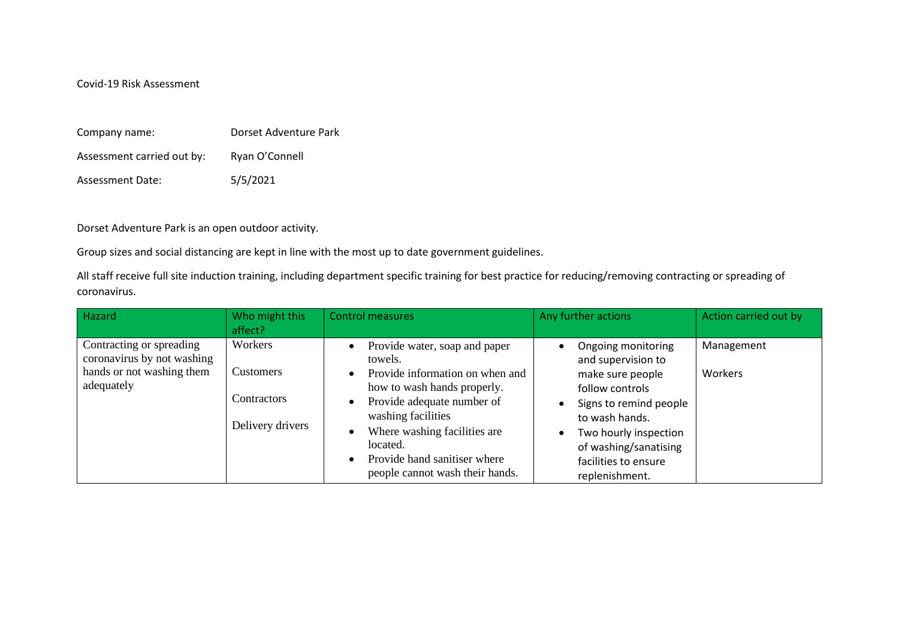Covid-19 Risk Assessment

Company name: Dorset Adventure Park

Assessment carried out by: Ryan O'Connell

Assessment Date: 5/5/2021

Dorset Adventure Park is an open outdoor activity.

Group sizes and social distancing are kept in line with the most up to date government guidelines.

All staff receive full site induction training, including department specific training for best practice for reducing/removing contracting or spreading of coronavirus.

| Hazard | Who might this affect? | Control measures | Any further actions | Action carried out by |
| --- | --- | --- | --- | --- |
| Contracting or spreading coronavirus by not washing hands or not washing them adequately | Workers<br><br>Customers<br><br>Contractors<br><br>Delivery drivers | • Provide water, soap and paper towels.<br>• Provide information on when and how to wash hands properly.<br>• Provide adequate number of washing facilities<br>• Where washing facilities are located.<br>• Provide hand sanitiser where people cannot wash their hands. | • Ongoing monitoring and supervision to make sure people follow controls<br>• Signs to remind people to wash hands.<br>• Two hourly inspection of washing/sanatising facilities to ensure replenishment. | Management<br><br>Workers |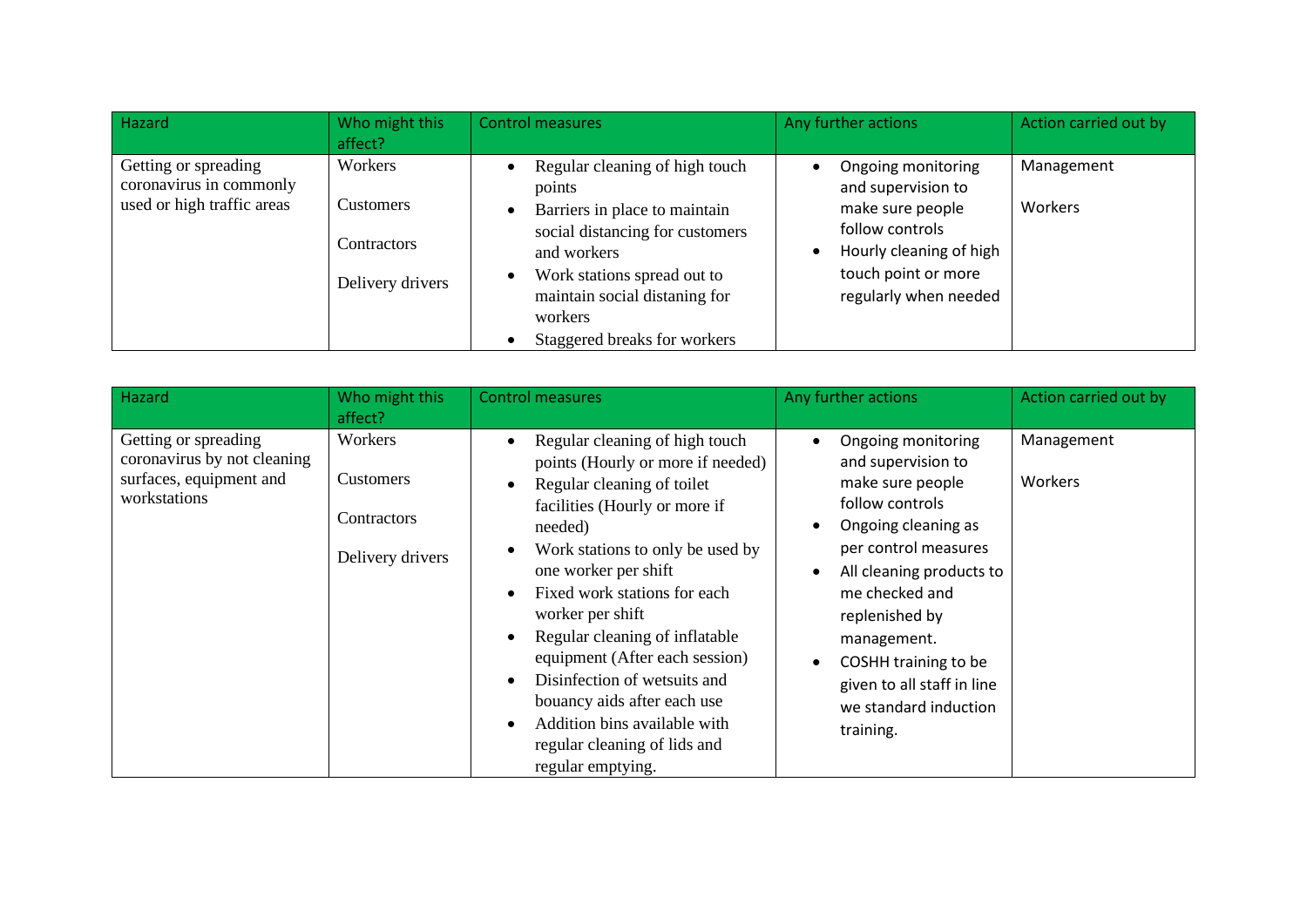| Hazard | Who might this affect? | Control measures | Any further actions | Action carried out by |
|---|---|---|---|---|
| Getting or spreading coronavirus in commonly used or high traffic areas | Workers<br><br>Customers<br><br>Contractors<br><br>Delivery drivers | • Regular cleaning of high touch points<br>• Barriers in place to maintain social distancing for customers and workers<br>• Work stations spread out to maintain social distaning for workers<br>• Staggered breaks for workers | • Ongoing monitoring and supervision to make sure people follow controls<br>• Hourly cleaning of high touch point or more regularly when needed | Management<br><br>Workers |

| Hazard | Who might this affect? | Control measures | Any further actions | Action carried out by |
|---|---|---|---|---|
| Getting or spreading coronavirus by not cleaning surfaces, equipment and workstations | Workers<br><br>Customers<br><br>Contractors<br><br>Delivery drivers | • Regular cleaning of high touch points (Hourly or more if needed)<br>• Regular cleaning of toilet facilities (Hourly or more if needed)<br>• Work stations to only be used by one worker per shift<br>• Fixed work stations for each worker per shift<br>• Regular cleaning of inflatable equipment (After each session)<br>• Disinfection of wetsuits and bouancy aids after each use<br>• Addition bins available with regular cleaning of lids and regular emptying. | • Ongoing monitoring and supervision to make sure people follow controls<br>• Ongoing cleaning as per control measures<br>• All cleaning products to me checked and replenished by management.<br>• COSHH training to be given to all staff in line we standard induction training. | Management<br><br>Workers |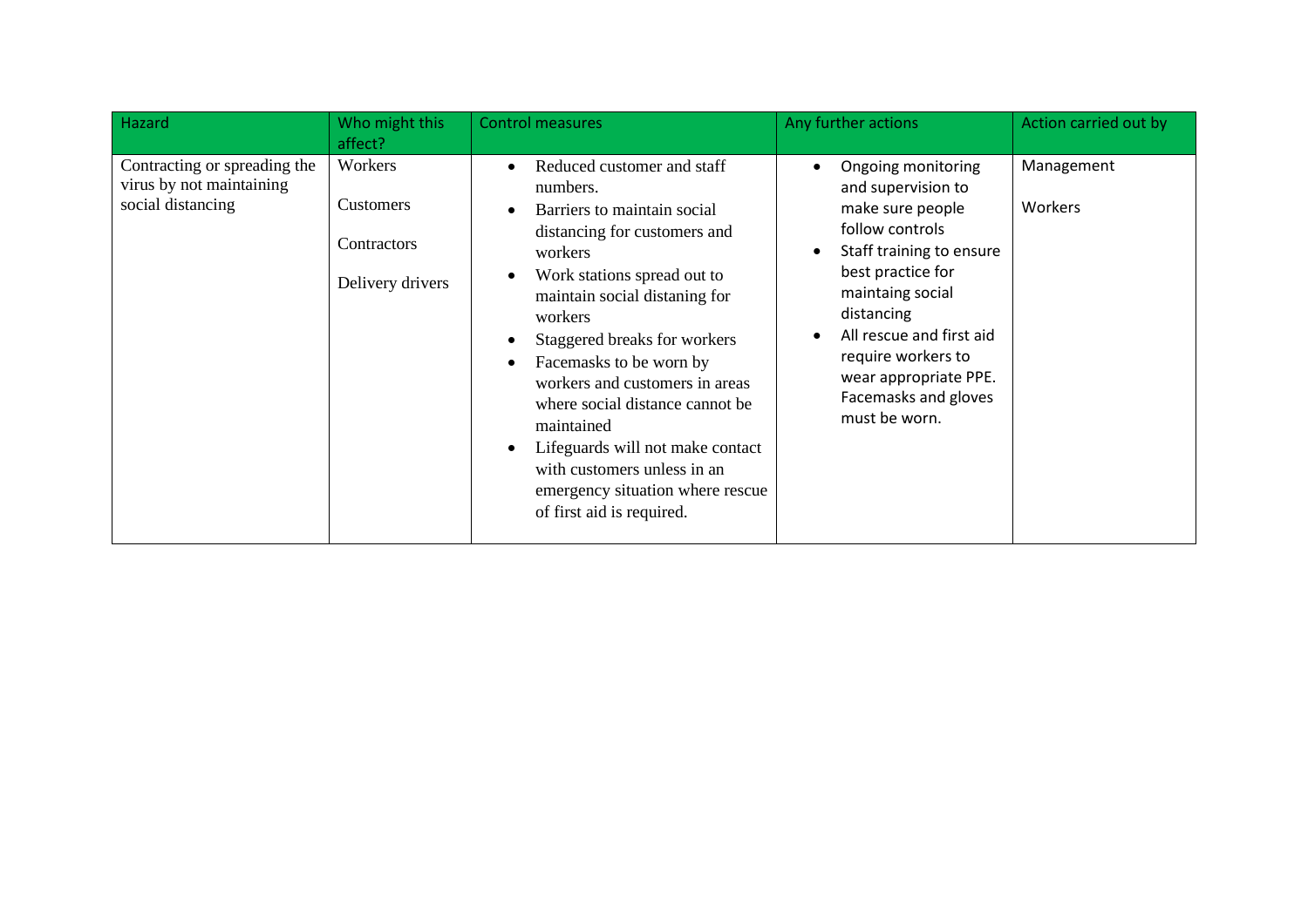| Hazard | Who might this affect? | Control measures | Any further actions | Action carried out by |
|---|---|---|---|---|
| Contracting or spreading the virus by not maintaining social distancing | Workers<br><br>Customers<br><br>Contractors<br><br>Delivery drivers | • Reduced customer and staff numbers.<br>• Barriers to maintain social distancing for customers and workers<br>• Work stations spread out to maintain social distaning for workers<br>• Staggered breaks for workers<br>• Facemasks to be worn by workers and customers in areas where social distance cannot be maintained<br>• Lifeguards will not make contact with customers unless in an emergency situation where rescue of first aid is required. | • Ongoing monitoring and supervision to make sure people follow controls<br>• Staff training to ensure best practice for maintaing social distancing<br>• All rescue and first aid require workers to wear appropriate PPE. Facemasks and gloves must be worn. | Management<br><br>Workers |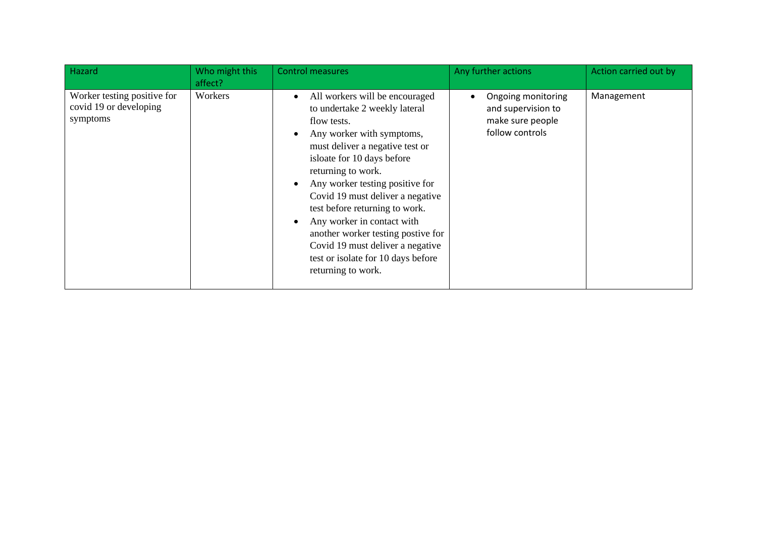| Hazard | Who might this affect? | Control measures | Any further actions | Action carried out by |
|---|---|---|---|---|
| Worker testing positive for covid 19 or developing symptoms | Workers | • All workers will be encouraged to undertake 2 weekly lateral flow tests.<br>• Any worker with symptoms, must deliver a negative test or isloate for 10 days before returning to work.<br>• Any worker testing positive for Covid 19 must deliver a negative test before returning to work.<br>• Any worker in contact with another worker testing postive for Covid 19 must deliver a negative test or isolate for 10 days before returning to work. | • Ongoing monitoring and supervision to make sure people follow controls | Management |